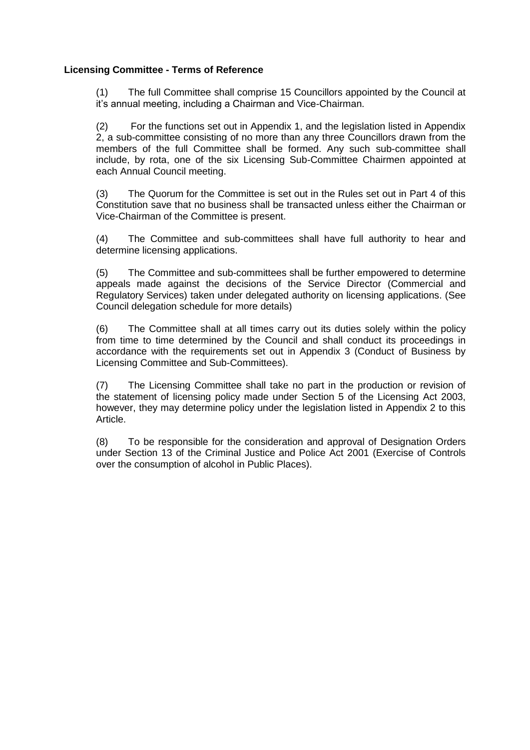**Licensing Committee - Terms of Reference**

(1) The full Committee shall comprise 15 Councillors appointed by the Council at it's annual meeting, including a Chairman and Vice-Chairman.

(2) For the functions set out in Appendix 1, and the legislation listed in Appendix 2, a sub-committee consisting of no more than any three Councillors drawn from the members of the full Committee shall be formed. Any such sub-committee shall include, by rota, one of the six Licensing Sub-Committee Chairmen appointed at each Annual Council meeting.

(3) The Quorum for the Committee is set out in the Rules set out in Part 4 of this Constitution save that no business shall be transacted unless either the Chairman or Vice-Chairman of the Committee is present.

(4) The Committee and sub-committees shall have full authority to hear and determine licensing applications.

(5) The Committee and sub-committees shall be further empowered to determine appeals made against the decisions of the Service Director (Commercial and Regulatory Services) taken under delegated authority on licensing applications. (See Council delegation schedule for more details)

(6) The Committee shall at all times carry out its duties solely within the policy from time to time determined by the Council and shall conduct its proceedings in accordance with the requirements set out in Appendix 3 (Conduct of Business by Licensing Committee and Sub-Committees).

(7) The Licensing Committee shall take no part in the production or revision of the statement of licensing policy made under Section 5 of the Licensing Act 2003, however, they may determine policy under the legislation listed in Appendix 2 to this Article.

(8) To be responsible for the consideration and approval of Designation Orders under Section 13 of the Criminal Justice and Police Act 2001 (Exercise of Controls over the consumption of alcohol in Public Places).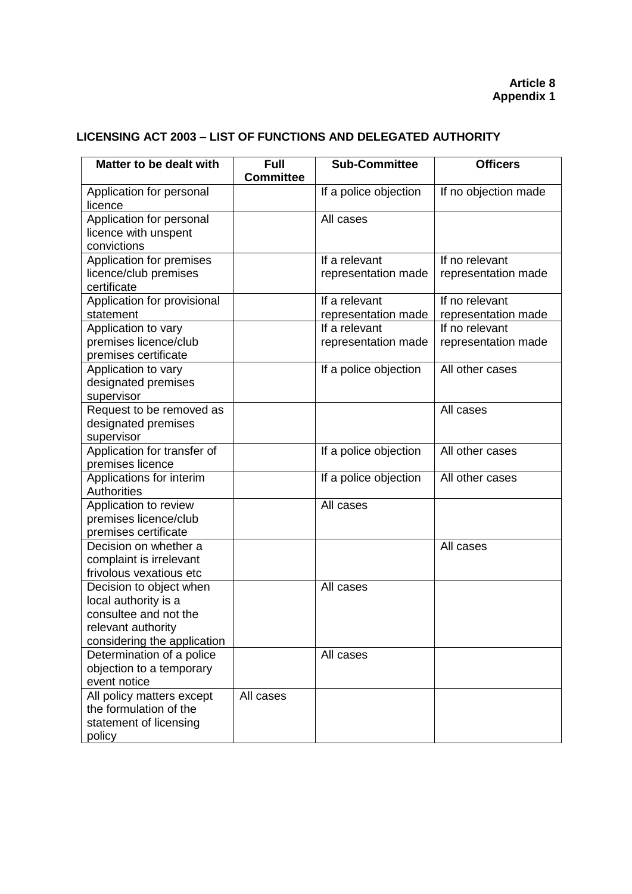**Article 8**
**Appendix 1**

## LICENSING ACT 2003 – LIST OF FUNCTIONS AND DELEGATED AUTHORITY

| Matter to be dealt with | Full Committee | Sub-Committee | Officers |
|---|---|---|---|
| Application for personal licence | | If a police objection | If no objection made |
| Application for personal licence with unspent convictions | | All cases | |
| Application for premises licence/club premises certificate | | If a relevant representation made | If no relevant representation made |
| Application for provisional statement | | If a relevant representation made | If no relevant representation made |
| Application to vary premises licence/club premises certificate | | If a relevant representation made | If no relevant representation made |
| Application to vary designated premises supervisor | | If a police objection | All other cases |
| Request to be removed as designated premises supervisor | | | All cases |
| Application for transfer of premises licence | | If a police objection | All other cases |
| Applications for interim Authorities | | If a police objection | All other cases |
| Application to review premises licence/club premises certificate | | All cases | |
| Decision on whether a complaint is irrelevant frivolous vexatious etc | | | All cases |
| Decision to object when local authority is a consultee and not the relevant authority considering the application | | All cases | |
| Determination of a police objection to a temporary event notice | | All cases | |
| All policy matters except the formulation of the statement of licensing policy | All cases | | |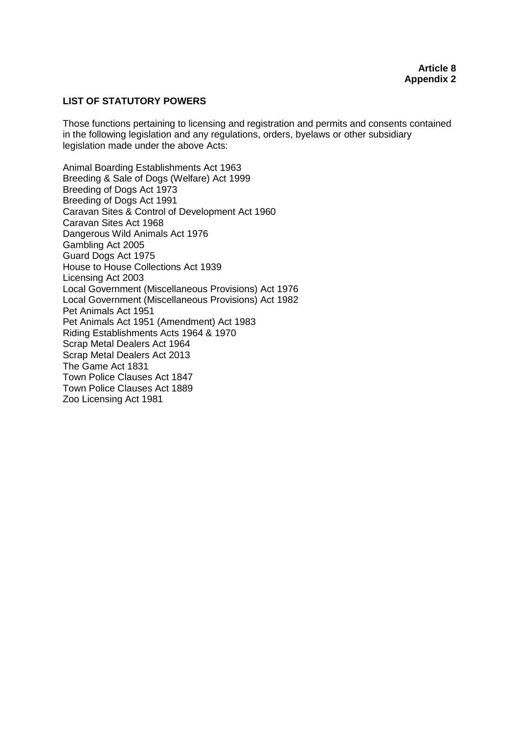**Article 8**
**Appendix 2**

**LIST OF STATUTORY POWERS**

Those functions pertaining to licensing and registration and permits and consents contained in the following legislation and any regulations, orders, byelaws or other subsidiary legislation made under the above Acts:

Animal Boarding Establishments Act 1963
Breeding & Sale of Dogs (Welfare) Act 1999
Breeding of Dogs Act 1973
Breeding of Dogs Act 1991
Caravan Sites & Control of Development Act 1960
Caravan Sites Act 1968
Dangerous Wild Animals Act 1976
Gambling Act 2005
Guard Dogs Act 1975
House to House Collections Act 1939
Licensing Act 2003
Local Government (Miscellaneous Provisions) Act 1976
Local Government (Miscellaneous Provisions) Act 1982
Pet Animals Act 1951
Pet Animals Act 1951 (Amendment) Act 1983
Riding Establishments Acts 1964 & 1970
Scrap Metal Dealers Act 1964
Scrap Metal Dealers Act 2013
The Game Act 1831
Town Police Clauses Act 1847
Town Police Clauses Act 1889
Zoo Licensing Act 1981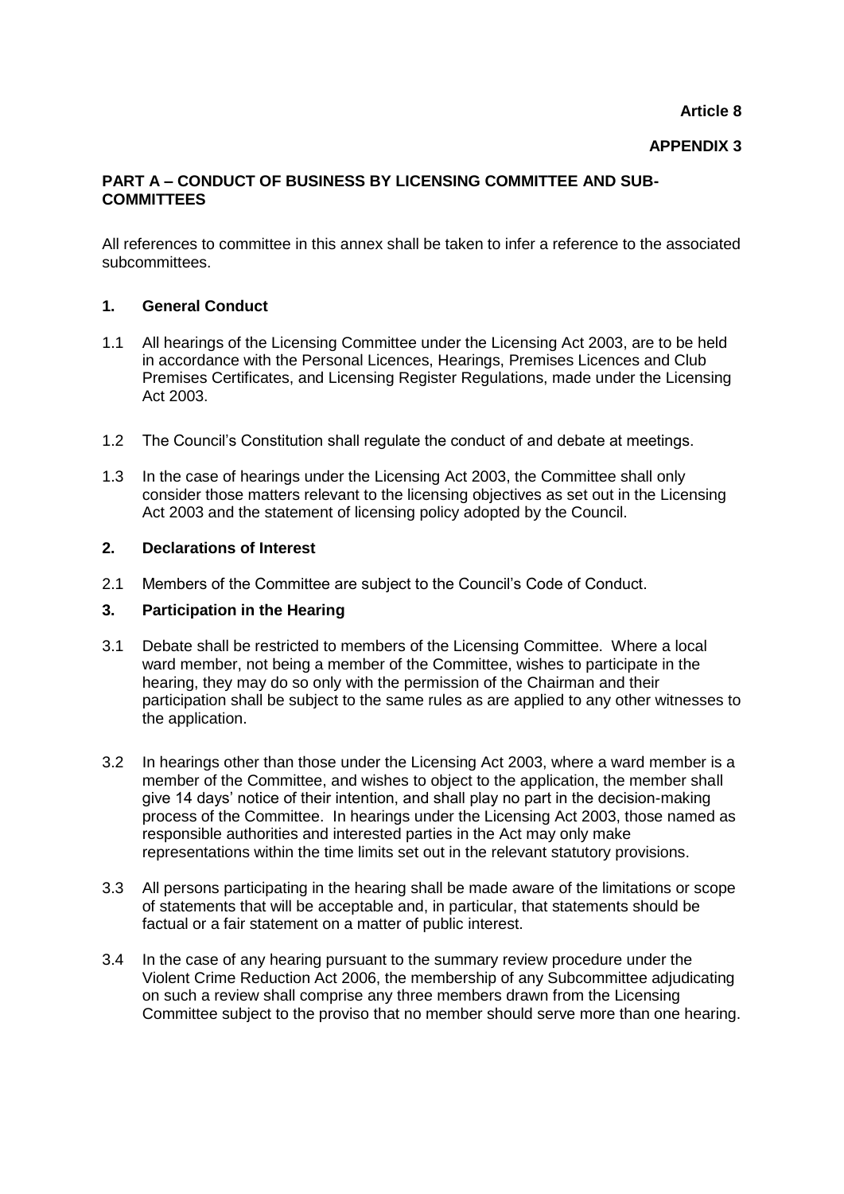**Article 8**

**APPENDIX 3**

## PART A – CONDUCT OF BUSINESS BY LICENSING COMMITTEE AND SUB-COMMITTEES

All references to committee in this annex shall be taken to infer a reference to the associated subcommittees.

### 1. General Conduct

1.1 All hearings of the Licensing Committee under the Licensing Act 2003, are to be held in accordance with the Personal Licences, Hearings, Premises Licences and Club Premises Certificates, and Licensing Register Regulations, made under the Licensing Act 2003.

1.2 The Council's Constitution shall regulate the conduct of and debate at meetings.

1.3 In the case of hearings under the Licensing Act 2003, the Committee shall only consider those matters relevant to the licensing objectives as set out in the Licensing Act 2003 and the statement of licensing policy adopted by the Council.

### 2. Declarations of Interest

2.1 Members of the Committee are subject to the Council's Code of Conduct.

### 3. Participation in the Hearing

3.1 Debate shall be restricted to members of the Licensing Committee. Where a local ward member, not being a member of the Committee, wishes to participate in the hearing, they may do so only with the permission of the Chairman and their participation shall be subject to the same rules as are applied to any other witnesses to the application.

3.2 In hearings other than those under the Licensing Act 2003, where a ward member is a member of the Committee, and wishes to object to the application, the member shall give 14 days' notice of their intention, and shall play no part in the decision-making process of the Committee. In hearings under the Licensing Act 2003, those named as responsible authorities and interested parties in the Act may only make representations within the time limits set out in the relevant statutory provisions.

3.3 All persons participating in the hearing shall be made aware of the limitations or scope of statements that will be acceptable and, in particular, that statements should be factual or a fair statement on a matter of public interest.

3.4 In the case of any hearing pursuant to the summary review procedure under the Violent Crime Reduction Act 2006, the membership of any Subcommittee adjudicating on such a review shall comprise any three members drawn from the Licensing Committee subject to the proviso that no member should serve more than one hearing.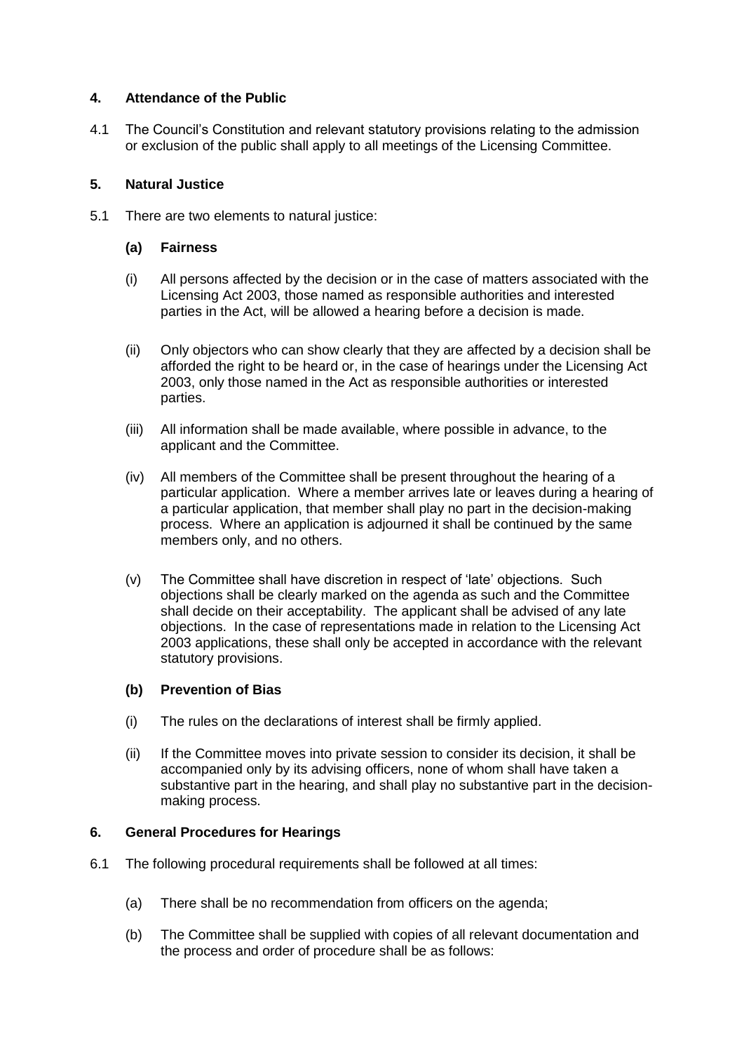## 4. Attendance of the Public

4.1 The Council's Constitution and relevant statutory provisions relating to the admission or exclusion of the public shall apply to all meetings of the Licensing Committee.

## 5. Natural Justice

5.1 There are two elements to natural justice:

### (a) Fairness

(i) All persons affected by the decision or in the case of matters associated with the Licensing Act 2003, those named as responsible authorities and interested parties in the Act, will be allowed a hearing before a decision is made.

(ii) Only objectors who can show clearly that they are affected by a decision shall be afforded the right to be heard or, in the case of hearings under the Licensing Act 2003, only those named in the Act as responsible authorities or interested parties.

(iii) All information shall be made available, where possible in advance, to the applicant and the Committee.

(iv) All members of the Committee shall be present throughout the hearing of a particular application. Where a member arrives late or leaves during a hearing of a particular application, that member shall play no part in the decision-making process. Where an application is adjourned it shall be continued by the same members only, and no others.

(v) The Committee shall have discretion in respect of 'late' objections. Such objections shall be clearly marked on the agenda as such and the Committee shall decide on their acceptability. The applicant shall be advised of any late objections. In the case of representations made in relation to the Licensing Act 2003 applications, these shall only be accepted in accordance with the relevant statutory provisions.

### (b) Prevention of Bias

(i) The rules on the declarations of interest shall be firmly applied.

(ii) If the Committee moves into private session to consider its decision, it shall be accompanied only by its advising officers, none of whom shall have taken a substantive part in the hearing, and shall play no substantive part in the decision-making process.

## 6. General Procedures for Hearings

6.1 The following procedural requirements shall be followed at all times:

(a) There shall be no recommendation from officers on the agenda;

(b) The Committee shall be supplied with copies of all relevant documentation and the process and order of procedure shall be as follows: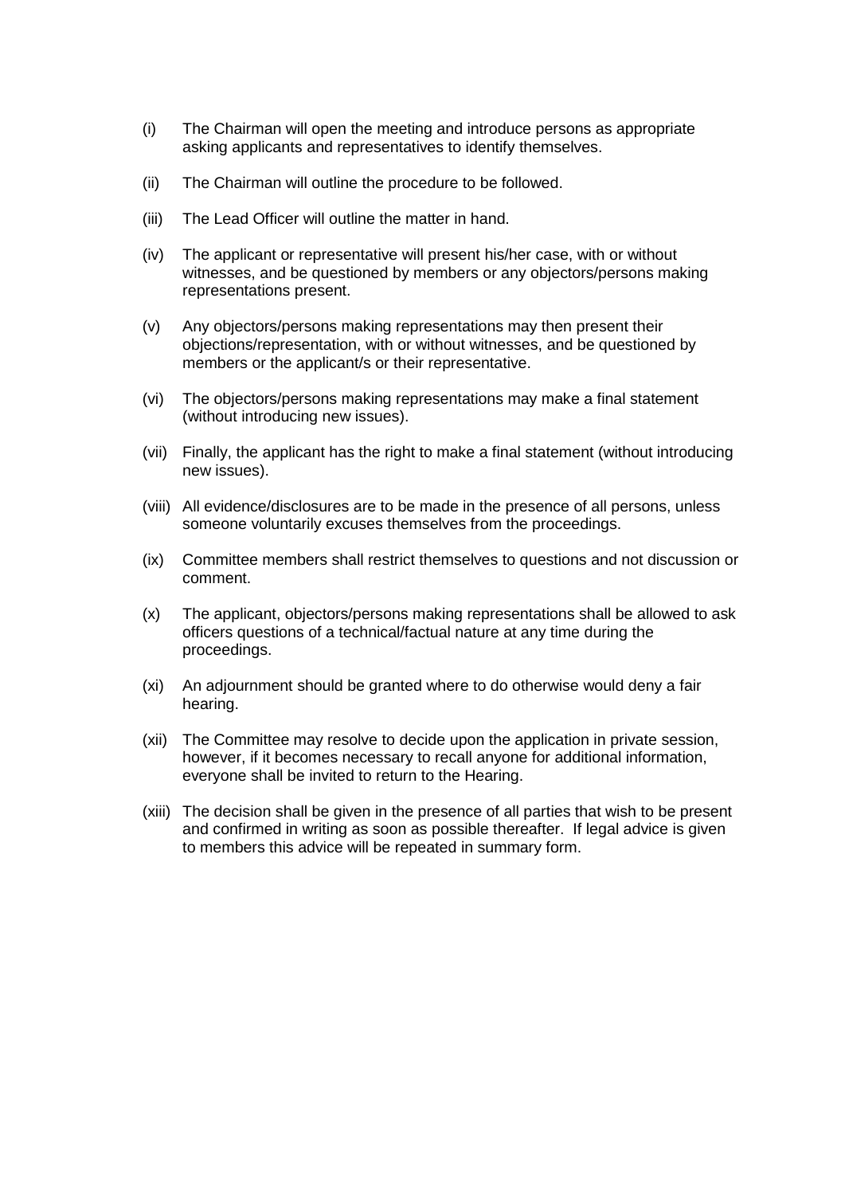(i) The Chairman will open the meeting and introduce persons as appropriate asking applicants and representatives to identify themselves.

(ii) The Chairman will outline the procedure to be followed.

(iii) The Lead Officer will outline the matter in hand.

(iv) The applicant or representative will present his/her case, with or without witnesses, and be questioned by members or any objectors/persons making representations present.

(v) Any objectors/persons making representations may then present their objections/representation, with or without witnesses, and be questioned by members or the applicant/s or their representative.

(vi) The objectors/persons making representations may make a final statement (without introducing new issues).

(vii) Finally, the applicant has the right to make a final statement (without introducing new issues).

(viii) All evidence/disclosures are to be made in the presence of all persons, unless someone voluntarily excuses themselves from the proceedings.

(ix) Committee members shall restrict themselves to questions and not discussion or comment.

(x) The applicant, objectors/persons making representations shall be allowed to ask officers questions of a technical/factual nature at any time during the proceedings.

(xi) An adjournment should be granted where to do otherwise would deny a fair hearing.

(xii) The Committee may resolve to decide upon the application in private session, however, if it becomes necessary to recall anyone for additional information, everyone shall be invited to return to the Hearing.

(xiii) The decision shall be given in the presence of all parties that wish to be present and confirmed in writing as soon as possible thereafter. If legal advice is given to members this advice will be repeated in summary form.